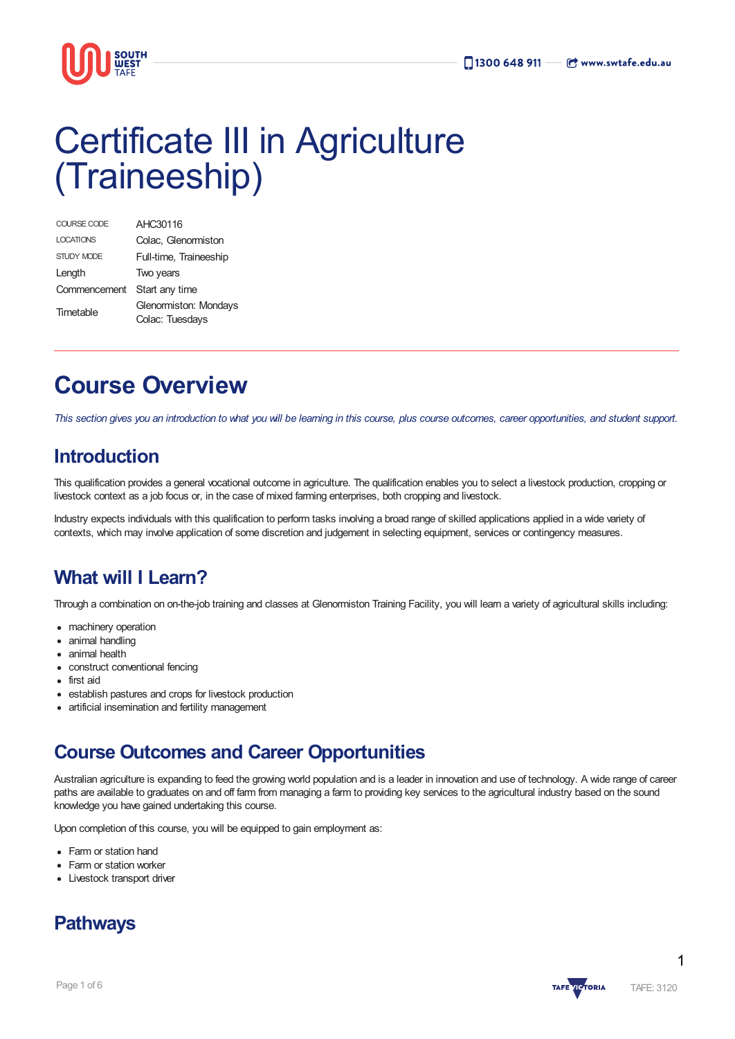# Certificate III in Agriculture (Traineeship)

| | |
|---|---|
| COURSE CODE | AHC30116 |
| LOCATIONS | Colac, Glenormiston |
| STUDY MODE | Full-time, Traineeship |
| Length | Two years |
| Commencement | Start any time |
| Timetable | Glenormiston: Mondays<br>Colac: Tuesdays |

## Course Overview

*This section gives you an introduction to what you will be learning in this course, plus course outcomes, career opportunities, and student support.*

### Introduction

This qualification provides a general vocational outcome in agriculture. The qualification enables you to select a livestock production, cropping or livestock context as a job focus or, in the case of mixed farming enterprises, both cropping and livestock.

Industry expects individuals with this qualification to perform tasks involving a broad range of skilled applications applied in a wide variety of contexts, which may involve application of some discretion and judgement in selecting equipment, services or contingency measures.

### What will I Learn?

Through a combination on on-the-job training and classes at Glenormiston Training Facility, you will learn a variety of agricultural skills including:

- machinery operation
- animal handling
- animal health
- construct conventional fencing
- first aid
- establish pastures and crops for livestock production
- artificial insemination and fertility management

### Course Outcomes and Career Opportunities

Australian agriculture is expanding to feed the growing world population and is a leader in innovation and use of technology. A wide range of career paths are available to graduates on and off farm from managing a farm to providing key services to the agricultural industry based on the sound knowledge you have gained undertaking this course.

Upon completion of this course, you will be equipped to gain employment as:

- Farm or station hand
- Farm or station worker
- Livestock transport driver

### Pathways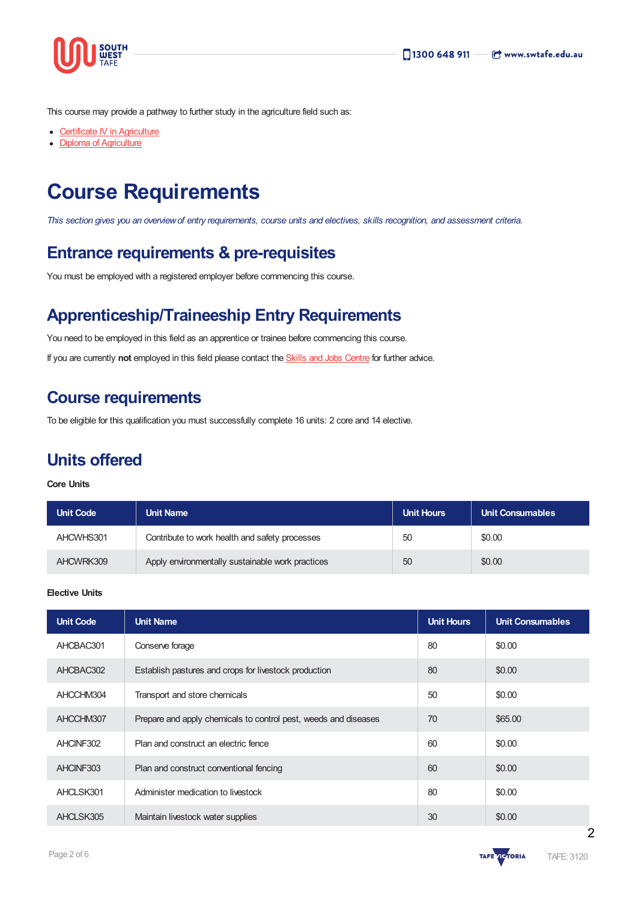This course may provide a pathway to further study in the agriculture field such as:

- Certificate IV in Agriculture
- Diploma of Agriculture

# Course Requirements

*This section gives you an overview of entry requirements, course units and electives, skills recognition, and assessment criteria.*

## Entrance requirements & pre-requisites

You must be employed with a registered employer before commencing this course.

## Apprenticeship/Traineeship Entry Requirements

You need to be employed in this field as an apprentice or trainee before commencing this course.

If you are currently **not** employed in this field please contact the Skills and Jobs Centre for further advice.

## Course requirements

To be eligible for this qualification you must successfully complete 16 units: 2 core and 14 elective.

## Units offered

**Core Units**

| Unit Code | Unit Name | Unit Hours | Unit Consumables |
|---|---|---|---|
| AHCWHS301 | Contribute to work health and safety processes | 50 | $0.00 |
| AHCWRK309 | Apply environmentally sustainable work practices | 50 | $0.00 |

**Elective Units**

| Unit Code | Unit Name | Unit Hours | Unit Consumables |
|---|---|---|---|
| AHCBAC301 | Conserve forage | 80 | $0.00 |
| AHCBAC302 | Establish pastures and crops for livestock production | 80 | $0.00 |
| AHCCHM304 | Transport and store chemicals | 50 | $0.00 |
| AHCCHM307 | Prepare and apply chemicals to control pest, weeds and diseases | 70 | $65.00 |
| AHCINF302 | Plan and construct an electric fence | 60 | $0.00 |
| AHCINF303 | Plan and construct conventional fencing | 60 | $0.00 |
| AHCLSK301 | Administer medication to livestock | 80 | $0.00 |
| AHCLSK305 | Maintain livestock water supplies | 30 | $0.00 |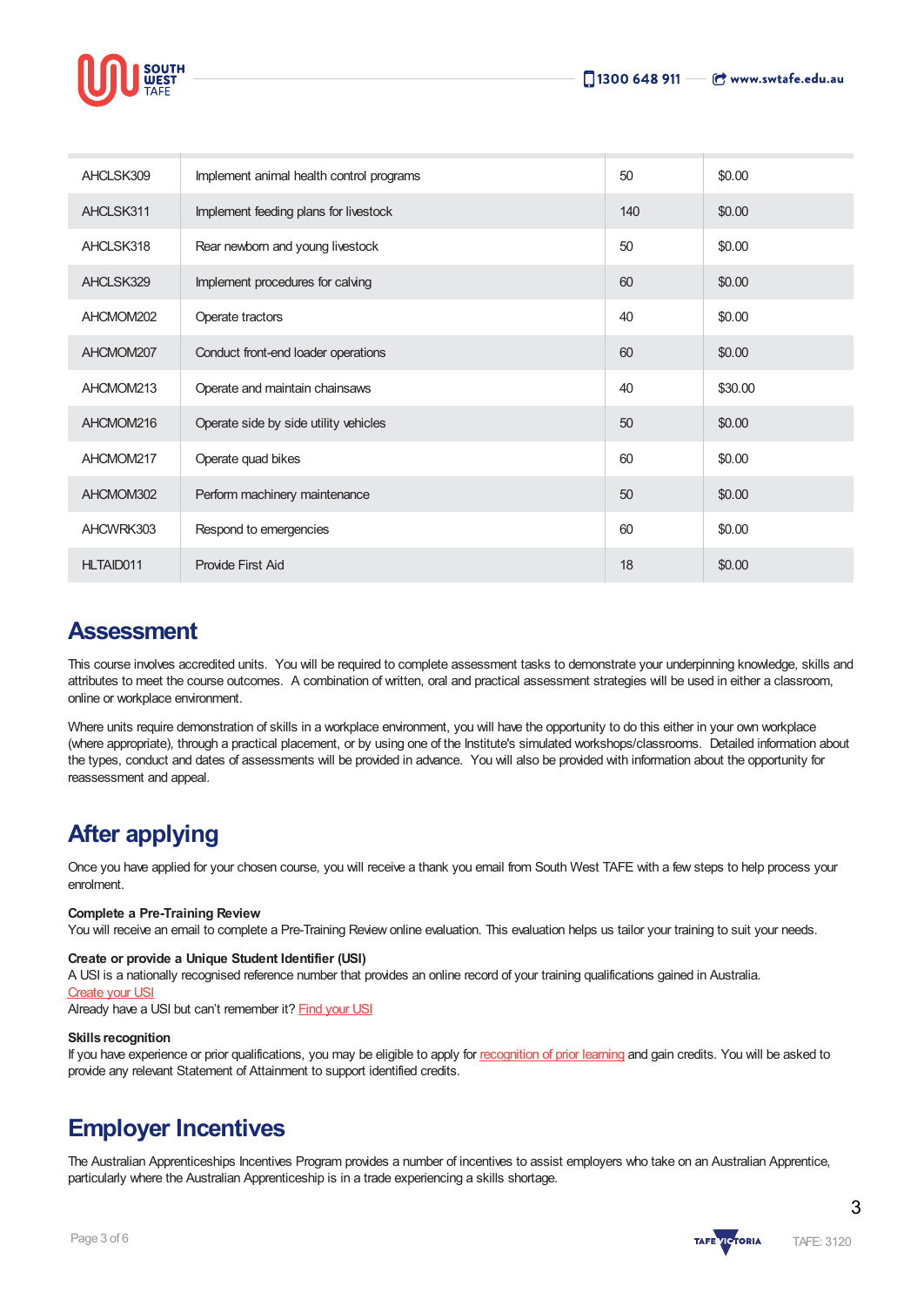| | | | |
|---|---|---|---|
| AHCLSK309 | Implement animal health control programs | 50 | $0.00 |
| AHCLSK311 | Implement feeding plans for livestock | 140 | $0.00 |
| AHCLSK318 | Rear newborn and young livestock | 50 | $0.00 |
| AHCLSK329 | Implement procedures for calving | 60 | $0.00 |
| AHCMOM202 | Operate tractors | 40 | $0.00 |
| AHCMOM207 | Conduct front-end loader operations | 60 | $0.00 |
| AHCMOM213 | Operate and maintain chainsaws | 40 | $30.00 |
| AHCMOM216 | Operate side by side utility vehicles | 50 | $0.00 |
| AHCMOM217 | Operate quad bikes | 60 | $0.00 |
| AHCMOM302 | Perform machinery maintenance | 50 | $0.00 |
| AHCWRK303 | Respond to emergencies | 60 | $0.00 |
| HLTAID011 | Provide First Aid | 18 | $0.00 |

## Assessment

This course involves accredited units. You will be required to complete assessment tasks to demonstrate your underpinning knowledge, skills and attributes to meet the course outcomes. A combination of written, oral and practical assessment strategies will be used in either a classroom, online or workplace environment.

Where units require demonstration of skills in a workplace environment, you will have the opportunity to do this either in your own workplace (where appropriate), through a practical placement, or by using one of the Institute's simulated workshops/classrooms. Detailed information about the types, conduct and dates of assessments will be provided in advance. You will also be provided with information about the opportunity for reassessment and appeal.

## After applying

Once you have applied for your chosen course, you will receive a thank you email from South West TAFE with a few steps to help process your enrolment.

**Complete a Pre-Training Review**
You will receive an email to complete a Pre-Training Review online evaluation. This evaluation helps us tailor your training to suit your needs.

**Create or provide a Unique Student Identifier (USI)**
A USI is a nationally recognised reference number that provides an online record of your training qualifications gained in Australia.
Create your USI
Already have a USI but can't remember it? Find your USI

**Skills recognition**
If you have experience or prior qualifications, you may be eligible to apply for recognition of prior learning and gain credits. You will be asked to provide any relevant Statement of Attainment to support identified credits.

## Employer Incentives

The Australian Apprenticeships Incentives Program provides a number of incentives to assist employers who take on an Australian Apprentice, particularly where the Australian Apprenticeship is in a trade experiencing a skills shortage.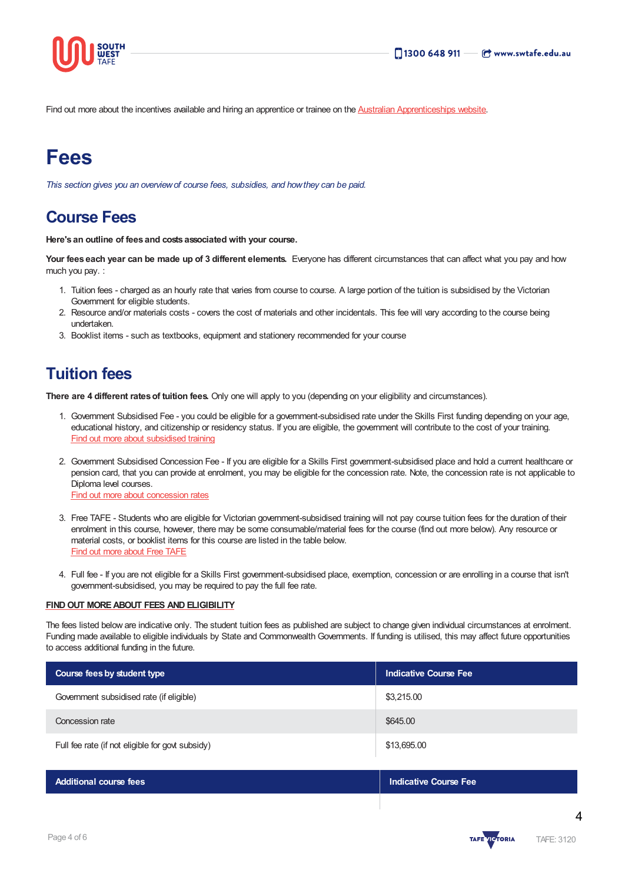Find out more about the incentives available and hiring an apprentice or trainee on the Australian Apprenticeships website.

# Fees

*This section gives you an overview of course fees, subsidies, and how they can be paid.*

## Course Fees

**Here's an outline of fees and costs associated with your course.**

**Your fees each year can be made up of 3 different elements.** Everyone has different circumstances that can affect what you pay and how much you pay. :

1. Tuition fees - charged as an hourly rate that varies from course to course. A large portion of the tuition is subsidised by the Victorian Government for eligible students.
2. Resource and/or materials costs - covers the cost of materials and other incidentals. This fee will vary according to the course being undertaken.
3. Booklist items - such as textbooks, equipment and stationery recommended for your course

## Tuition fees

**There are 4 different rates of tuition fees.** Only one will apply to you (depending on your eligibility and circumstances).

1. Government Subsidised Fee - you could be eligible for a government-subsidised rate under the Skills First funding depending on your age, educational history, and citizenship or residency status. If you are eligible, the government will contribute to the cost of your training.
   Find out more about subsidised training

2. Government Subsidised Concession Fee - If you are eligible for a Skills First government-subsidised place and hold a current healthcare or pension card, that you can provide at enrolment, you may be eligible for the concession rate. Note, the concession rate is not applicable to Diploma level courses.
   Find out more about concession rates

3. Free TAFE - Students who are eligible for Victorian government-subsidised training will not pay course tuition fees for the duration of their enrolment in this course, however, there may be some consumable/material fees for the course (find out more below). Any resource or material costs, or booklist items for this course are listed in the table below.
   Find out more about Free TAFE

4. Full fee - If you are not eligible for a Skills First government-subsidised place, exemption, concession or are enrolling in a course that isn't government-subsidised, you may be required to pay the full fee rate.

**FIND OUT MORE ABOUT FEES AND ELIGIBILITY**

The fees listed below are indicative only. The student tuition fees as published are subject to change given individual circumstances at enrolment. Funding made available to eligible individuals by State and Commonwealth Governments. If funding is utilised, this may affect future opportunities to access additional funding in the future.

| Course fees by student type | Indicative Course Fee |
|---|---|
| Government subsidised rate (if eligible) | $3,215.00 |
| Concession rate | $645.00 |
| Full fee rate (if not eligible for govt subsidy) | $13,695.00 |

| Additional course fees | Indicative Course Fee |
|---|---|
| | |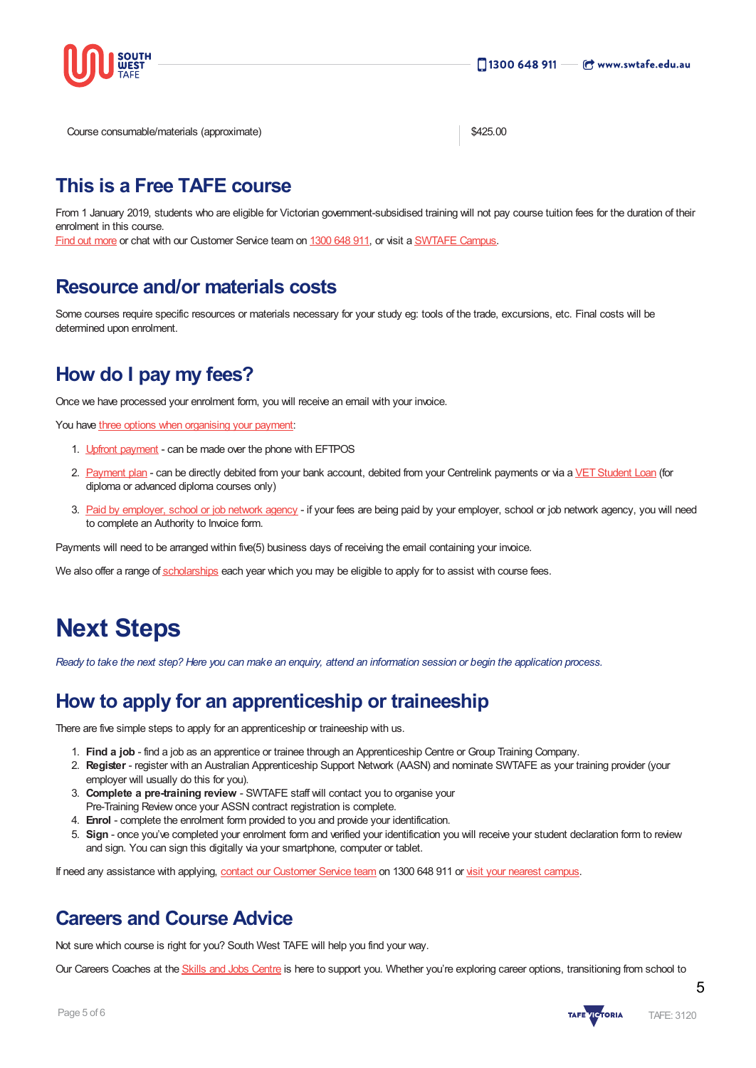| Course consumable/materials (approximate) | $425.00 |
|---|---|

## This is a Free TAFE course

From 1 January 2019, students who are eligible for Victorian government-subsidised training will not pay course tuition fees for the duration of their enrolment in this course.
Find out more or chat with our Customer Service team on 1300 648 911, or visit a SWTAFE Campus.

## Resource and/or materials costs

Some courses require specific resources or materials necessary for your study eg: tools of the trade, excursions, etc. Final costs will be determined upon enrolment.

## How do I pay my fees?

Once we have processed your enrolment form, you will receive an email with your invoice.

You have three options when organising your payment:

1. Upfront payment - can be made over the phone with EFTPOS
2. Payment plan - can be directly debited from your bank account, debited from your Centrelink payments or via a VET Student Loan (for diploma or advanced diploma courses only)
3. Paid by employer, school or job network agency - if your fees are being paid by your employer, school or job network agency, you will need to complete an Authority to Invoice form.

Payments will need to be arranged within five(5) business days of receiving the email containing your invoice.

We also offer a range of scholarships each year which you may be eligible to apply for to assist with course fees.

# Next Steps

*Ready to take the next step? Here you can make an enquiry, attend an information session or begin the application process.*

## How to apply for an apprenticeship or traineeship

There are five simple steps to apply for an apprenticeship or traineeship with us.

1. **Find a job** - find a job as an apprentice or trainee through an Apprenticeship Centre or Group Training Company.
2. **Register** - register with an Australian Apprenticeship Support Network (AASN) and nominate SWTAFE as your training provider (your employer will usually do this for you).
3. **Complete a pre-training review** - SWTAFE staff will contact you to organise your Pre-Training Review once your ASSN contract registration is complete.
4. **Enrol** - complete the enrolment form provided to you and provide your identification.
5. **Sign** - once you've completed your enrolment form and verified your identification you will receive your student declaration form to review and sign. You can sign this digitally via your smartphone, computer or tablet.

If need any assistance with applying, contact our Customer Service team on 1300 648 911 or visit your nearest campus.

## Careers and Course Advice

Not sure which course is right for you? South West TAFE will help you find your way.

Our Careers Coaches at the Skills and Jobs Centre is here to support you. Whether you're exploring career options, transitioning from school to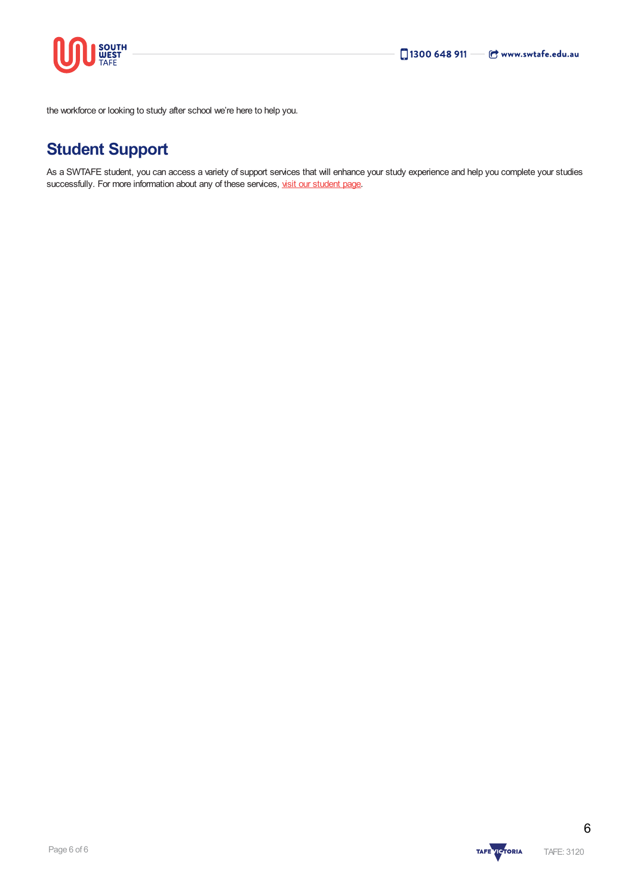the workforce or looking to study after school we're here to help you.

## Student Support

As a SWTAFE student, you can access a variety of support services that will enhance your study experience and help you complete your studies successfully. For more information about any of these services, visit our student page.